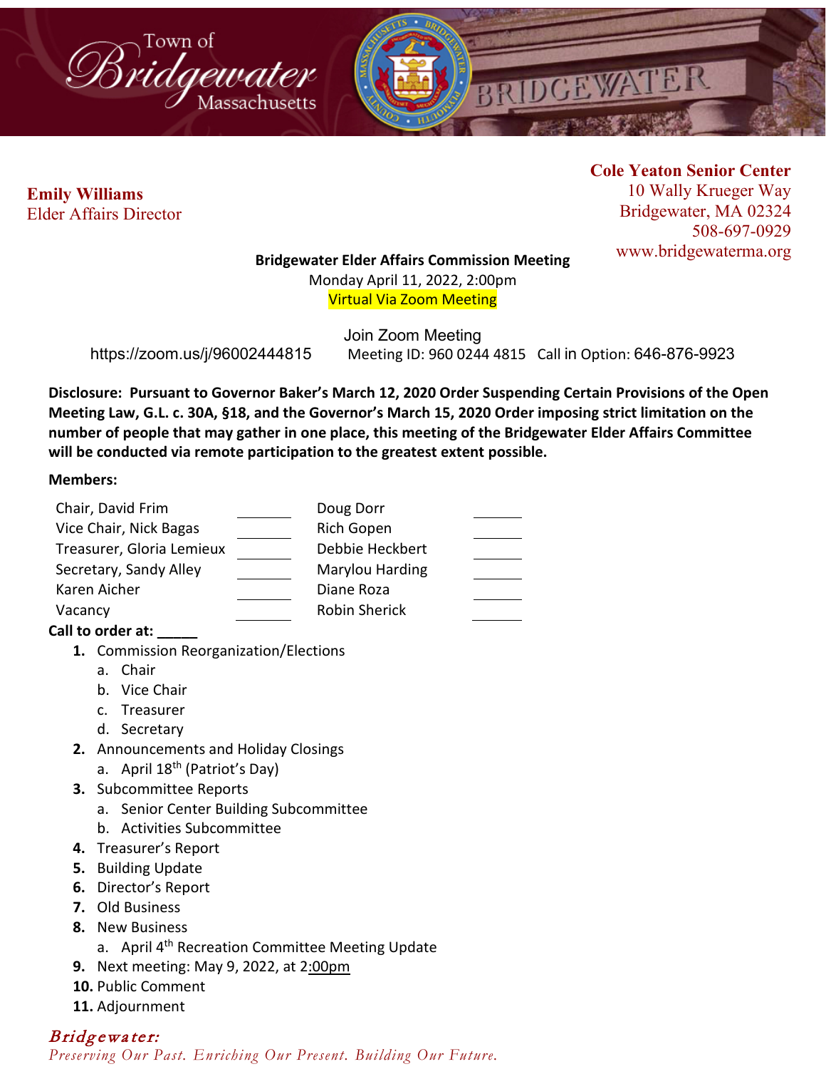Town of Bridgewater Massachusetts

BRIDGEWATER

**Emily Williams**
Elder Affairs Director

**Cole Yeaton Senior Center**
10 Wally Krueger Way
Bridgewater, MA 02324
508-697-0929
www.bridgewaterma.org

**Bridgewater Elder Affairs Commission Meeting**
Monday April 11, 2022, 2:00pm
Virtual Via Zoom Meeting

Join Zoom Meeting
https://zoom.us/j/96002444815 Meeting ID: 960 0244 4815 Call in Option: 646-876-9923

**Disclosure: Pursuant to Governor Baker's March 12, 2020 Order Suspending Certain Provisions of the Open Meeting Law, G.L. c. 30A, §18, and the Governor's March 15, 2020 Order imposing strict limitation on the number of people that may gather in one place, this meeting of the Bridgewater Elder Affairs Committee will be conducted via remote participation to the greatest extent possible.**

**Members:**

| | | | |
|---|---|---|---|
| Chair, David Frim | ______ | Doug Dorr | ______ |
| Vice Chair, Nick Bagas | ______ | Rich Gopen | ______ |
| Treasurer, Gloria Lemieux | ______ | Debbie Heckbert | ______ |
| Secretary, Sandy Alley | ______ | Marylou Harding | ______ |
| Karen Aicher | ______ | Diane Roza | ______ |
| Vacancy | ______ | Robin Sherick | ______ |

**Call to order at: _____**

1. Commission Reorganization/Elections
   a. Chair
   b. Vice Chair
   c. Treasurer
   d. Secretary
2. Announcements and Holiday Closings
   a. April 18th (Patriot's Day)
3. Subcommittee Reports
   a. Senior Center Building Subcommittee
   b. Activities Subcommittee
4. Treasurer's Report
5. Building Update
6. Director's Report
7. Old Business
8. New Business
   a. April 4th Recreation Committee Meeting Update
9. Next meeting: May 9, 2022, at 2:00pm
10. Public Comment
11. Adjournment

*Bridgewater:*
*Preserving Our Past. Enriching Our Present. Building Our Future.*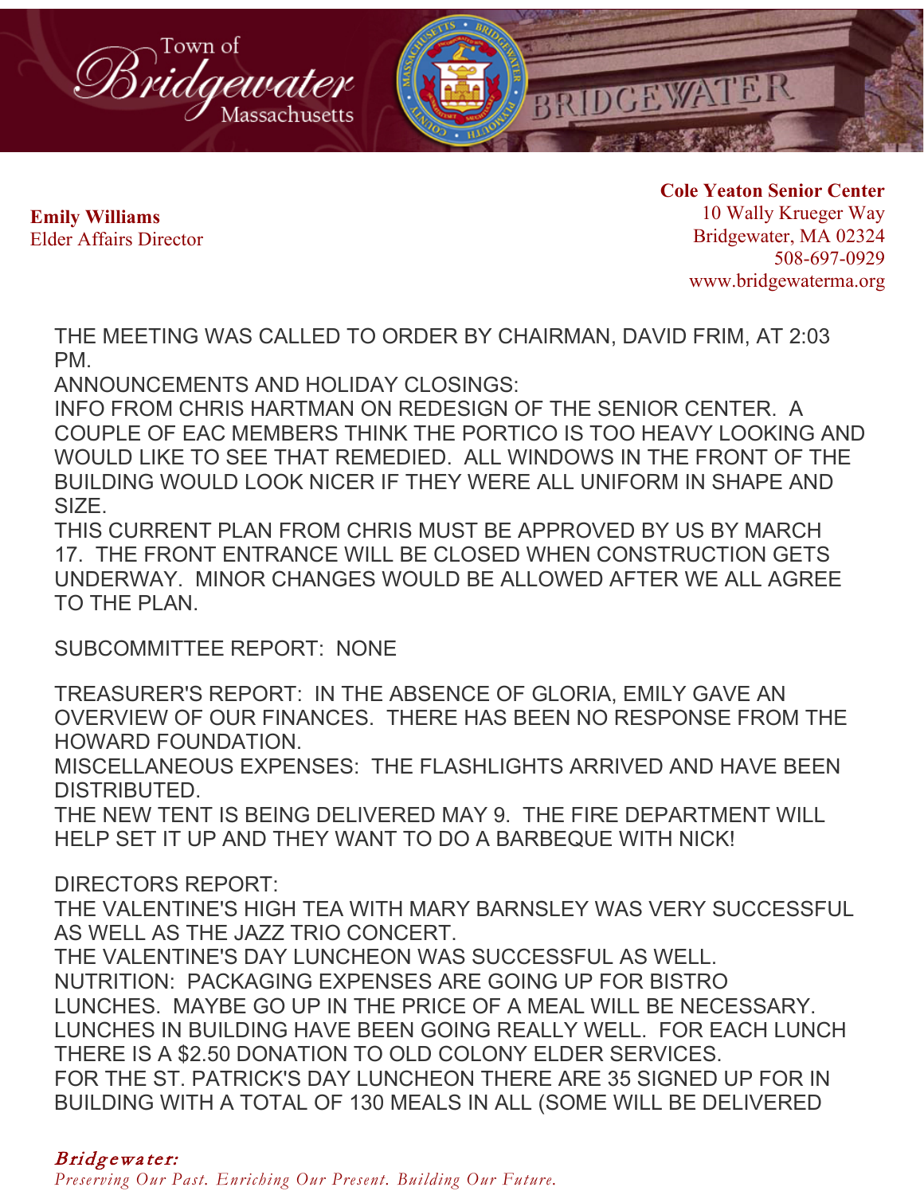**Emily Williams**
Elder Affairs Director

**Cole Yeaton Senior Center**
10 Wally Krueger Way
Bridgewater, MA 02324
508-697-0929
www.bridgewaterma.org

THE MEETING WAS CALLED TO ORDER BY CHAIRMAN, DAVID FRIM, AT 2:03 PM.

ANNOUNCEMENTS AND HOLIDAY CLOSINGS:

INFO FROM CHRIS HARTMAN ON REDESIGN OF THE SENIOR CENTER. A COUPLE OF EAC MEMBERS THINK THE PORTICO IS TOO HEAVY LOOKING AND WOULD LIKE TO SEE THAT REMEDIED. ALL WINDOWS IN THE FRONT OF THE BUILDING WOULD LOOK NICER IF THEY WERE ALL UNIFORM IN SHAPE AND SIZE.

THIS CURRENT PLAN FROM CHRIS MUST BE APPROVED BY US BY MARCH 17. THE FRONT ENTRANCE WILL BE CLOSED WHEN CONSTRUCTION GETS UNDERWAY. MINOR CHANGES WOULD BE ALLOWED AFTER WE ALL AGREE TO THE PLAN.

SUBCOMMITTEE REPORT: NONE

TREASURER'S REPORT: IN THE ABSENCE OF GLORIA, EMILY GAVE AN OVERVIEW OF OUR FINANCES. THERE HAS BEEN NO RESPONSE FROM THE HOWARD FOUNDATION.

MISCELLANEOUS EXPENSES: THE FLASHLIGHTS ARRIVED AND HAVE BEEN DISTRIBUTED.

THE NEW TENT IS BEING DELIVERED MAY 9. THE FIRE DEPARTMENT WILL HELP SET IT UP AND THEY WANT TO DO A BARBEQUE WITH NICK!

DIRECTORS REPORT:

THE VALENTINE'S HIGH TEA WITH MARY BARNSLEY WAS VERY SUCCESSFUL AS WELL AS THE JAZZ TRIO CONCERT.

THE VALENTINE'S DAY LUNCHEON WAS SUCCESSFUL AS WELL.

NUTRITION: PACKAGING EXPENSES ARE GOING UP FOR BISTRO LUNCHES. MAYBE GO UP IN THE PRICE OF A MEAL WILL BE NECESSARY. LUNCHES IN BUILDING HAVE BEEN GOING REALLY WELL. FOR EACH LUNCH THERE IS A $2.50 DONATION TO OLD COLONY ELDER SERVICES.

FOR THE ST. PATRICK'S DAY LUNCHEON THERE ARE 35 SIGNED UP FOR IN BUILDING WITH A TOTAL OF 130 MEALS IN ALL (SOME WILL BE DELIVERED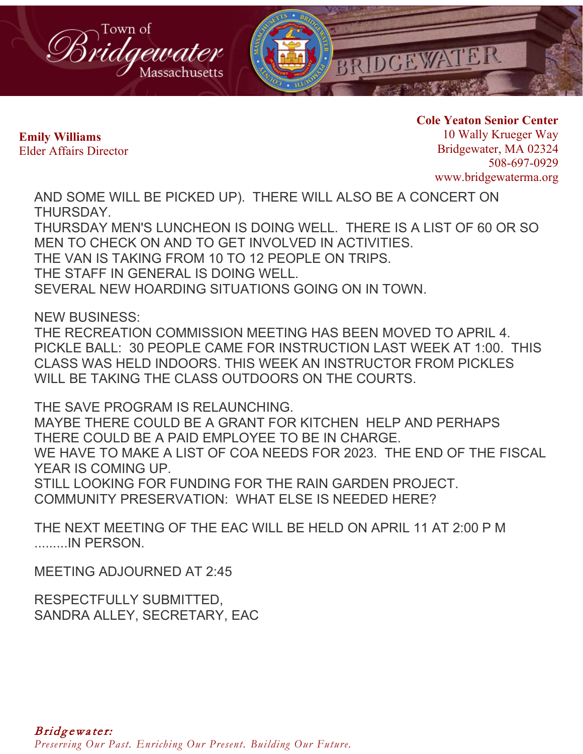AND SOME WILL BE PICKED UP). THERE WILL ALSO BE A CONCERT ON THURSDAY.
THURSDAY MEN'S LUNCHEON IS DOING WELL. THERE IS A LIST OF 60 OR SO MEN TO CHECK ON AND TO GET INVOLVED IN ACTIVITIES.
THE VAN IS TAKING FROM 10 TO 12 PEOPLE ON TRIPS.
THE STAFF IN GENERAL IS DOING WELL.
SEVERAL NEW HOARDING SITUATIONS GOING ON IN TOWN.

NEW BUSINESS:
THE RECREATION COMMISSION MEETING HAS BEEN MOVED TO APRIL 4.
PICKLE BALL: 30 PEOPLE CAME FOR INSTRUCTION LAST WEEK AT 1:00. THIS CLASS WAS HELD INDOORS. THIS WEEK AN INSTRUCTOR FROM PICKLES WILL BE TAKING THE CLASS OUTDOORS ON THE COURTS.

THE SAVE PROGRAM IS RELAUNCHING.
MAYBE THERE COULD BE A GRANT FOR KITCHEN HELP AND PERHAPS THERE COULD BE A PAID EMPLOYEE TO BE IN CHARGE.
WE HAVE TO MAKE A LIST OF COA NEEDS FOR 2023. THE END OF THE FISCAL YEAR IS COMING UP.
STILL LOOKING FOR FUNDING FOR THE RAIN GARDEN PROJECT.
COMMUNITY PRESERVATION: WHAT ELSE IS NEEDED HERE?

THE NEXT MEETING OF THE EAC WILL BE HELD ON APRIL 11 AT 2:00 P M .........IN PERSON.

MEETING ADJOURNED AT 2:45

RESPECTFULLY SUBMITTED,
SANDRA ALLEY, SECRETARY, EAC